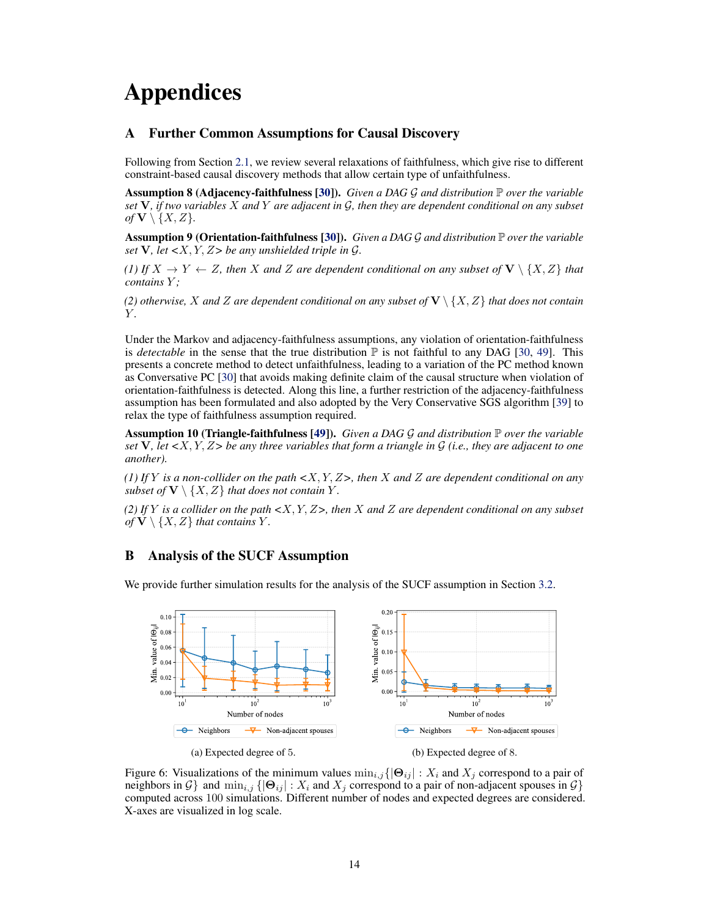# Appendices

## A Further Common Assumptions for Causal Discovery

Following from Section 2.1, we review several relaxations of faithfulness, which give rise to different constraint-based causal discovery methods that allow certain type of unfaithfulness.

**Assumption 8 (Adjacency-faithfulness [30]).** *Given a DAG $\mathcal{G}$ and distribution $\mathbb{P}$ over the variable set $\mathbf{V}$, if two variables $X$ and $Y$ are adjacent in $\mathcal{G}$, then they are dependent conditional on any subset of $\mathbf{V} \setminus \{X, Z\}$.*

**Assumption 9 (Orientation-faithfulness [30]).** *Given a DAG $\mathcal{G}$ and distribution $\mathbb{P}$ over the variable set $\mathbf{V}$, let $<X, Y, Z>$ be any unshielded triple in $\mathcal{G}$.*

*(1) If $X \rightarrow Y \leftarrow Z$, then $X$ and $Z$ are dependent conditional on any subset of $\mathbf{V} \setminus \{X, Z\}$ that contains $Y$;*

*(2) otherwise, $X$ and $Z$ are dependent conditional on any subset of $\mathbf{V} \setminus \{X, Z\}$ that does not contain $Y$.*

Under the Markov and adjacency-faithfulness assumptions, any violation of orientation-faithfulness is *detectable* in the sense that the true distribution $\mathbb{P}$ is not faithful to any DAG [30, 49]. This presents a concrete method to detect unfaithfulness, leading to a variation of the PC method known as Conversative PC [30] that avoids making definite claim of the causal structure when violation of orientation-faithfulness is detected. Along this line, a further restriction of the adjacency-faithfulness assumption has been formulated and also adopted by the Very Conservative SGS algorithm [39] to relax the type of faithfulness assumption required.

**Assumption 10 (Triangle-faithfulness [49]).** *Given a DAG $\mathcal{G}$ and distribution $\mathbb{P}$ over the variable set $\mathbf{V}$, let $<X, Y, Z>$ be any three variables that form a triangle in $\mathcal{G}$ (i.e., they are adjacent to one another).*

*(1) If $Y$ is a non-collider on the path $<X, Y, Z>$, then $X$ and $Z$ are dependent conditional on any subset of $\mathbf{V} \setminus \{X, Z\}$ that does not contain $Y$.*

*(2) If $Y$ is a collider on the path $<X, Y, Z>$, then $X$ and $Z$ are dependent conditional on any subset of $\mathbf{V} \setminus \{X, Z\}$ that contains $Y$.*

## B Analysis of the SUCF Assumption

We provide further simulation results for the analysis of the SUCF assumption in Section 3.2.

(a) Expected degree of 5.

(b) Expected degree of 8.

Figure 6: Visualizations of the minimum values $\min_{i,j}\{|\mathbf{\Theta}_{ij}| : X_i$ and $X_j$ correspond to a pair of neighbors in $\mathcal{G}\}$ and $\min_{i,j}\{|\mathbf{\Theta}_{ij}| : X_i$ and $X_j$ correspond to a pair of non-adjacent spouses in $\mathcal{G}\}$ computed across 100 simulations. Different number of nodes and expected degrees are considered. X-axes are visualized in log scale.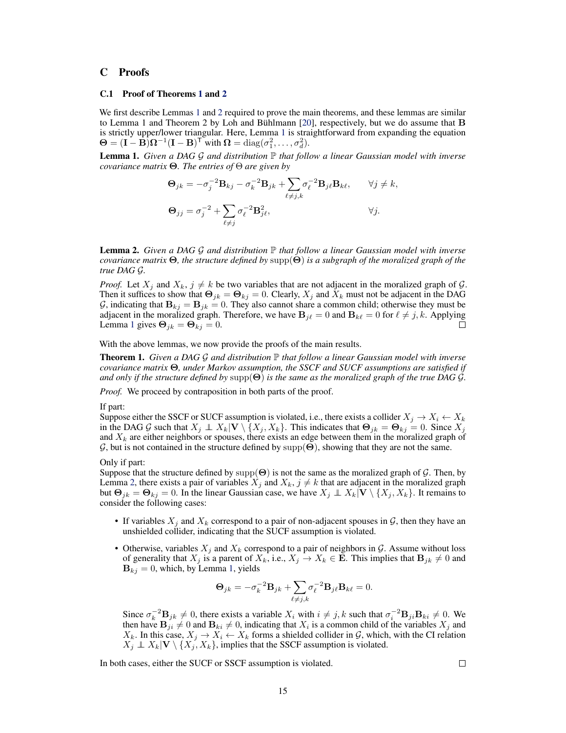## C Proofs

### C.1 Proof of Theorems 1 and 2

We first describe Lemmas 1 and 2 required to prove the main theorems, and these lemmas are similar to Lemma 1 and Theorem 2 by Loh and Bühlmann [20], respectively, but we do assume that $\mathbf{B}$ is strictly upper/lower triangular. Here, Lemma 1 is straightforward from expanding the equation $\mathbf{\Theta} = (\mathbf{I} - \mathbf{B})\mathbf{\Omega}^{-1}(\mathbf{I} - \mathbf{B})^{\mathsf{T}}$ with $\mathbf{\Omega} = \operatorname{diag}(\sigma_1^2, \ldots, \sigma_d^2)$.

**Lemma 1.** *Given a DAG $\mathcal{G}$ and distribution $\mathbb{P}$ that follow a linear Gaussian model with inverse covariance matrix $\mathbf{\Theta}$. The entries of $\Theta$ are given by*

$$\mathbf{\Theta}_{jk} = -\sigma_j^{-2}\mathbf{B}_{kj} - \sigma_k^{-2}\mathbf{B}_{jk} + \sum_{\ell \neq j,k} \sigma_\ell^{-2}\mathbf{B}_{j\ell}\mathbf{B}_{k\ell}, \qquad \forall j \neq k,$$

$$\mathbf{\Theta}_{jj} = \sigma_j^{-2} + \sum_{\ell \neq j} \sigma_\ell^{-2}\mathbf{B}_{j\ell}^2, \qquad \forall j.$$

**Lemma 2.** *Given a DAG $\mathcal{G}$ and distribution $\mathbb{P}$ that follow a linear Gaussian model with inverse covariance matrix $\mathbf{\Theta}$, the structure defined by $\operatorname{supp}(\mathbf{\Theta})$ is a subgraph of the moralized graph of the true DAG $\mathcal{G}$.*

*Proof.* Let $X_j$ and $X_k$, $j \neq k$ be two variables that are not adjacent in the moralized graph of $\mathcal{G}$. Then it suffices to show that $\mathbf{\Theta}_{jk} = \mathbf{\Theta}_{kj} = 0$. Clearly, $X_j$ and $X_k$ must not be adjacent in the DAG $\mathcal{G}$, indicating that $\mathbf{B}_{kj} = \mathbf{B}_{jk} = 0$. They also cannot share a common child; otherwise they must be adjacent in the moralized graph. Therefore, we have $\mathbf{B}_{j\ell} = 0$ and $\mathbf{B}_{k\ell} = 0$ for $\ell \neq j, k$. Applying Lemma 1 gives $\mathbf{\Theta}_{jk} = \mathbf{\Theta}_{kj} = 0$. □

With the above lemmas, we now provide the proofs of the main results.

**Theorem 1.** *Given a DAG $\mathcal{G}$ and distribution $\mathbb{P}$ that follow a linear Gaussian model with inverse covariance matrix $\mathbf{\Theta}$, under Markov assumption, the SSCF and SUCF assumptions are satisfied if and only if the structure defined by $\operatorname{supp}(\mathbf{\Theta})$ is the same as the moralized graph of the true DAG $\mathcal{G}$.*

*Proof.* We proceed by contraposition in both parts of the proof.

If part:
Suppose either the SSCF or SUCF assumption is violated, i.e., there exists a collider $X_j \to X_i \leftarrow X_k$ in the DAG $\mathcal{G}$ such that $X_j \perp\!\!\!\perp X_k | \mathbf{V} \setminus \{X_j, X_k\}$. This indicates that $\mathbf{\Theta}_{jk} = \mathbf{\Theta}_{kj} = 0$. Since $X_j$ and $X_k$ are either neighbors or spouses, there exists an edge between them in the moralized graph of $\mathcal{G}$, but is not contained in the structure defined by $\operatorname{supp}(\mathbf{\Theta})$, showing that they are not the same.

Only if part:
Suppose that the structure defined by $\operatorname{supp}(\mathbf{\Theta})$ is not the same as the moralized graph of $\mathcal{G}$. Then, by Lemma 2, there exists a pair of variables $X_j$ and $X_k$, $j \neq k$ that are adjacent in the moralized graph but $\mathbf{\Theta}_{jk} = \mathbf{\Theta}_{kj} = 0$. In the linear Gaussian case, we have $X_j \perp\!\!\!\perp X_k | \mathbf{V} \setminus \{X_j, X_k\}$. It remains to consider the following cases:

- If variables $X_j$ and $X_k$ correspond to a pair of non-adjacent spouses in $\mathcal{G}$, then they have an unshielded collider, indicating that the SUCF assumption is violated.
- Otherwise, variables $X_j$ and $X_k$ correspond to a pair of neighbors in $\mathcal{G}$. Assume without loss of generality that $X_j$ is a parent of $X_k$, i.e., $X_j \to X_k \in \mathbf{E}$. This implies that $\mathbf{B}_{jk} \neq 0$ and $\mathbf{B}_{kj} = 0$, which, by Lemma 1, yields

  $$\mathbf{\Theta}_{jk} = -\sigma_k^{-2}\mathbf{B}_{jk} + \sum_{\ell \neq j,k} \sigma_\ell^{-2}\mathbf{B}_{j\ell}\mathbf{B}_{k\ell} = 0.$$

  Since $\sigma_k^{-2}\mathbf{B}_{jk} \neq 0$, there exists a variable $X_i$ with $i \neq j, k$ such that $\sigma_i^{-2}\mathbf{B}_{ji}\mathbf{B}_{ki} \neq 0$. We then have $\mathbf{B}_{ji} \neq 0$ and $\mathbf{B}_{ki} \neq 0$, indicating that $X_i$ is a common child of the variables $X_j$ and $X_k$. In this case, $X_j \to X_i \leftarrow X_k$ forms a shielded collider in $\mathcal{G}$, which, with the CI relation $X_j \perp\!\!\!\perp X_k | \mathbf{V} \setminus \{X_j, X_k\}$, implies that the SSCF assumption is violated.

In both cases, either the SUCF or SSCF assumption is violated. □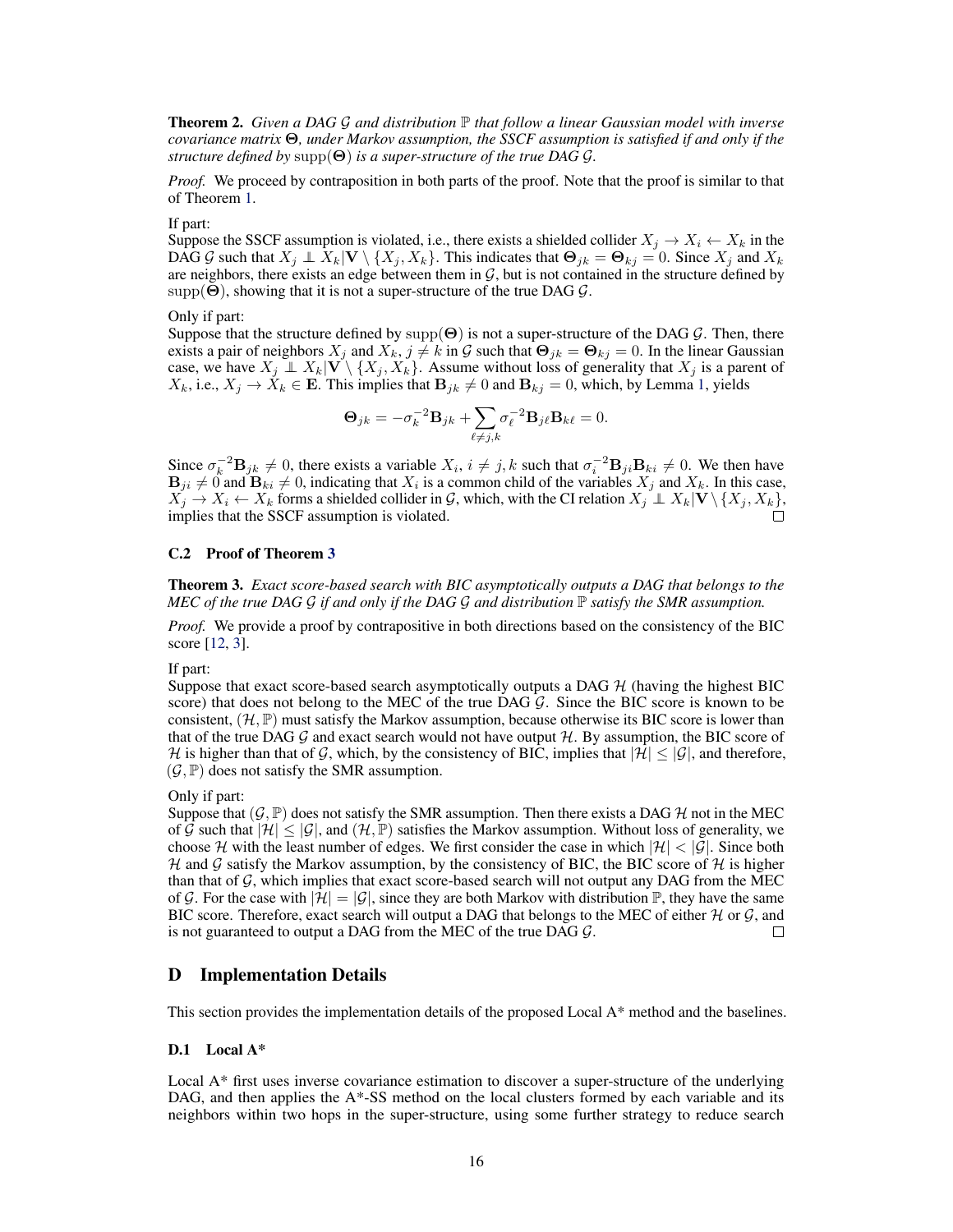**Theorem 2.** *Given a DAG $\mathcal{G}$ and distribution $\mathbb{P}$ that follow a linear Gaussian model with inverse covariance matrix $\mathbf{\Theta}$, under Markov assumption, the SSCF assumption is satisfied if and only if the structure defined by $\mathrm{supp}(\mathbf{\Theta})$ is a super-structure of the true DAG $\mathcal{G}$.*

*Proof.* We proceed by contraposition in both parts of the proof. Note that the proof is similar to that of Theorem 1.

If part:
Suppose the SSCF assumption is violated, i.e., there exists a shielded collider $X_j \rightarrow X_i \leftarrow X_k$ in the DAG $\mathcal{G}$ such that $X_j \perp\!\!\!\perp X_k | \mathbf{V} \setminus \{X_j, X_k\}$. This indicates that $\mathbf{\Theta}_{jk} = \mathbf{\Theta}_{kj} = 0$. Since $X_j$ and $X_k$ are neighbors, there exists an edge between them in $\mathcal{G}$, but is not contained in the structure defined by $\mathrm{supp}(\mathbf{\Theta})$, showing that it is not a super-structure of the true DAG $\mathcal{G}$.

Only if part:
Suppose that the structure defined by $\mathrm{supp}(\mathbf{\Theta})$ is not a super-structure of the DAG $\mathcal{G}$. Then, there exists a pair of neighbors $X_j$ and $X_k$, $j \neq k$ in $\mathcal{G}$ such that $\mathbf{\Theta}_{jk} = \mathbf{\Theta}_{kj} = 0$. In the linear Gaussian case, we have $X_j \perp\!\!\!\perp X_k | \mathbf{V} \setminus \{X_j, X_k\}$. Assume without loss of generality that $X_j$ is a parent of $X_k$, i.e., $X_j \rightarrow X_k \in \mathbf{E}$. This implies that $\mathbf{B}_{jk} \neq 0$ and $\mathbf{B}_{kj} = 0$, which, by Lemma 1, yields

$$\mathbf{\Theta}_{jk} = -\sigma_k^{-2}\mathbf{B}_{jk} + \sum_{\ell \neq j,k} \sigma_\ell^{-2}\mathbf{B}_{j\ell}\mathbf{B}_{k\ell} = 0.$$

Since $\sigma_k^{-2}\mathbf{B}_{jk} \neq 0$, there exists a variable $X_i$, $i \neq j, k$ such that $\sigma_i^{-2}\mathbf{B}_{ji}\mathbf{B}_{ki} \neq 0$. We then have $\mathbf{B}_{ji} \neq 0$ and $\mathbf{B}_{ki} \neq 0$, indicating that $X_i$ is a common child of the variables $X_j$ and $X_k$. In this case, $X_j \rightarrow X_i \leftarrow X_k$ forms a shielded collider in $\mathcal{G}$, which, with the CI relation $X_j \perp\!\!\!\perp X_k | \mathbf{V} \setminus \{X_j, X_k\}$, implies that the SSCF assumption is violated. □

### C.2 Proof of Theorem 3

**Theorem 3.** *Exact score-based search with BIC asymptotically outputs a DAG that belongs to the MEC of the true DAG $\mathcal{G}$ if and only if the DAG $\mathcal{G}$ and distribution $\mathbb{P}$ satisfy the SMR assumption.*

*Proof.* We provide a proof by contrapositive in both directions based on the consistency of the BIC score [12, 3].

If part:
Suppose that exact score-based search asymptotically outputs a DAG $\mathcal{H}$ (having the highest BIC score) that does not belong to the MEC of the true DAG $\mathcal{G}$. Since the BIC score is known to be consistent, $(\mathcal{H}, \mathbb{P})$ must satisfy the Markov assumption, because otherwise its BIC score is lower than that of the true DAG $\mathcal{G}$ and exact search would not have output $\mathcal{H}$. By assumption, the BIC score of $\mathcal{H}$ is higher than that of $\mathcal{G}$, which, by the consistency of BIC, implies that $|\mathcal{H}| \leq |\mathcal{G}|$, and therefore, $(\mathcal{G}, \mathbb{P})$ does not satisfy the SMR assumption.

Only if part:
Suppose that $(\mathcal{G}, \mathbb{P})$ does not satisfy the SMR assumption. Then there exists a DAG $\mathcal{H}$ not in the MEC of $\mathcal{G}$ such that $|\mathcal{H}| \leq |\mathcal{G}|$, and $(\mathcal{H}, \mathbb{P})$ satisfies the Markov assumption. Without loss of generality, we choose $\mathcal{H}$ with the least number of edges. We first consider the case in which $|\mathcal{H}| < |\mathcal{G}|$. Since both $\mathcal{H}$ and $\mathcal{G}$ satisfy the Markov assumption, by the consistency of BIC, the BIC score of $\mathcal{H}$ is higher than that of $\mathcal{G}$, which implies that exact score-based search will not output any DAG from the MEC of $\mathcal{G}$. For the case with $|\mathcal{H}| = |\mathcal{G}|$, since they are both Markov with distribution $\mathbb{P}$, they have the same BIC score. Therefore, exact search will output a DAG that belongs to the MEC of either $\mathcal{H}$ or $\mathcal{G}$, and is not guaranteed to output a DAG from the MEC of the true DAG $\mathcal{G}$. □

## D Implementation Details

This section provides the implementation details of the proposed Local A* method and the baselines.

### D.1 Local A*

Local A* first uses inverse covariance estimation to discover a super-structure of the underlying DAG, and then applies the A*-SS method on the local clusters formed by each variable and its neighbors within two hops in the super-structure, using some further strategy to reduce search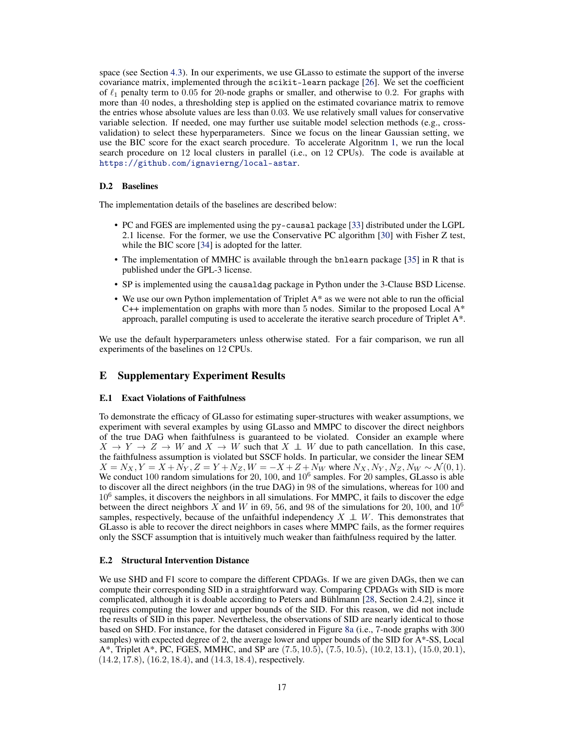space (see Section 4.3). In our experiments, we use GLasso to estimate the support of the inverse covariance matrix, implemented through the `scikit-learn` package [26]. We set the coefficient of $\ell_1$ penalty term to $0.05$ for 20-node graphs or smaller, and otherwise to $0.2$. For graphs with more than $40$ nodes, a thresholding step is applied on the estimated covariance matrix to remove the entries whose absolute values are less than $0.03$. We use relatively small values for conservative variable selection. If needed, one may further use suitable model selection methods (e.g., cross-validation) to select these hyperparameters. Since we focus on the linear Gaussian setting, we use the BIC score for the exact search procedure. To accelerate Algoritnm 1, we run the local search procedure on $12$ local clusters in parallel (i.e., on $12$ CPUs). The code is available at https://github.com/ignavierng/local-astar.

### D.2 Baselines

The implementation details of the baselines are described below:

- PC and FGES are implemented using the `py-causal` package [33] distributed under the LGPL 2.1 license. For the former, we use the Conservative PC algorithm [30] with Fisher Z test, while the BIC score [34] is adopted for the latter.
- The implementation of MMHC is available through the `bnlearn` package [35] in R that is published under the GPL-3 license.
- SP is implemented using the `causaldag` package in Python under the 3-Clause BSD License.
- We use our own Python implementation of Triplet A* as we were not able to run the official C++ implementation on graphs with more than $5$ nodes. Similar to the proposed Local A* approach, parallel computing is used to accelerate the iterative search procedure of Triplet A*.

We use the default hyperparameters unless otherwise stated. For a fair comparison, we run all experiments of the baselines on 12 CPUs.

## E Supplementary Experiment Results

### E.1 Exact Violations of Faithfulness

To demonstrate the efficacy of GLasso for estimating super-structures with weaker assumptions, we experiment with several examples by using GLasso and MMPC to discover the direct neighbors of the true DAG when faithfulness is guaranteed to be violated. Consider an example where $X \rightarrow Y \rightarrow Z \rightarrow W$ and $X \rightarrow W$ such that $X \perp\!\!\!\perp W$ due to path cancellation. In this case, the faithfulness assumption is violated but SSCF holds. In particular, we consider the linear SEM $X = N_X, Y = X + N_Y, Z = Y + N_Z, W = -X + Z + N_W$ where $N_X, N_Y, N_Z, N_W \sim \mathcal{N}(0, 1)$. We conduct $100$ random simulations for $20$, $100$, and $10^6$ samples. For $20$ samples, GLasso is able to discover all the direct neighbors (in the true DAG) in $98$ of the simulations, whereas for $100$ and $10^6$ samples, it discovers the neighbors in all simulations. For MMPC, it fails to discover the edge between the direct neighbors $X$ and $W$ in $69$, $56$, and $98$ of the simulations for $20$, $100$, and $10^6$ samples, respectively, because of the unfaithful independency $X \perp\!\!\!\perp W$. This demonstrates that GLasso is able to recover the direct neighbors in cases where MMPC fails, as the former requires only the SSCF assumption that is intuitively much weaker than faithfulness required by the latter.

### E.2 Structural Intervention Distance

We use SHD and F1 score to compare the different CPDAGs. If we are given DAGs, then we can compute their corresponding SID in a straightforward way. Comparing CPDAGs with SID is more complicated, although it is doable according to Peters and Bühlmann [28, Section 2.4.2], since it requires computing the lower and upper bounds of the SID. For this reason, we did not include the results of SID in this paper. Nevertheless, the observations of SID are nearly identical to those based on SHD. For instance, for the dataset considered in Figure 8a (i.e., 7-node graphs with 300 samples) with expected degree of 2, the average lower and upper bounds of the SID for A*-SS, Local A*, Triplet A*, PC, FGES, MMHC, and SP are $(7.5, 10.5)$, $(7.5, 10.5)$, $(10.2, 13.1)$, $(15.0, 20.1)$, $(14.2, 17.8)$, $(16.2, 18.4)$, and $(14.3, 18.4)$, respectively.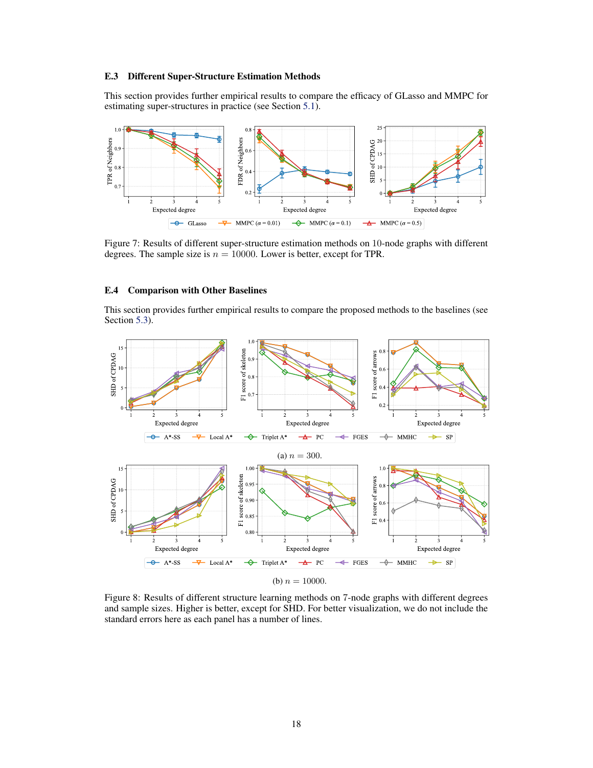### E.3 Different Super-Structure Estimation Methods

This section provides further empirical results to compare the efficacy of GLasso and MMPC for estimating super-structures in practice (see Section 5.1).

Figure 7: Results of different super-structure estimation methods on 10-node graphs with different degrees. The sample size is $n = 10000$. Lower is better, except for TPR.

### E.4 Comparison with Other Baselines

This section provides further empirical results to compare the proposed methods to the baselines (see Section 5.3).

(a) $n = 300$.

(b) $n = 10000$.

Figure 8: Results of different structure learning methods on 7-node graphs with different degrees and sample sizes. Higher is better, except for SHD. For better visualization, we do not include the standard errors here as each panel has a number of lines.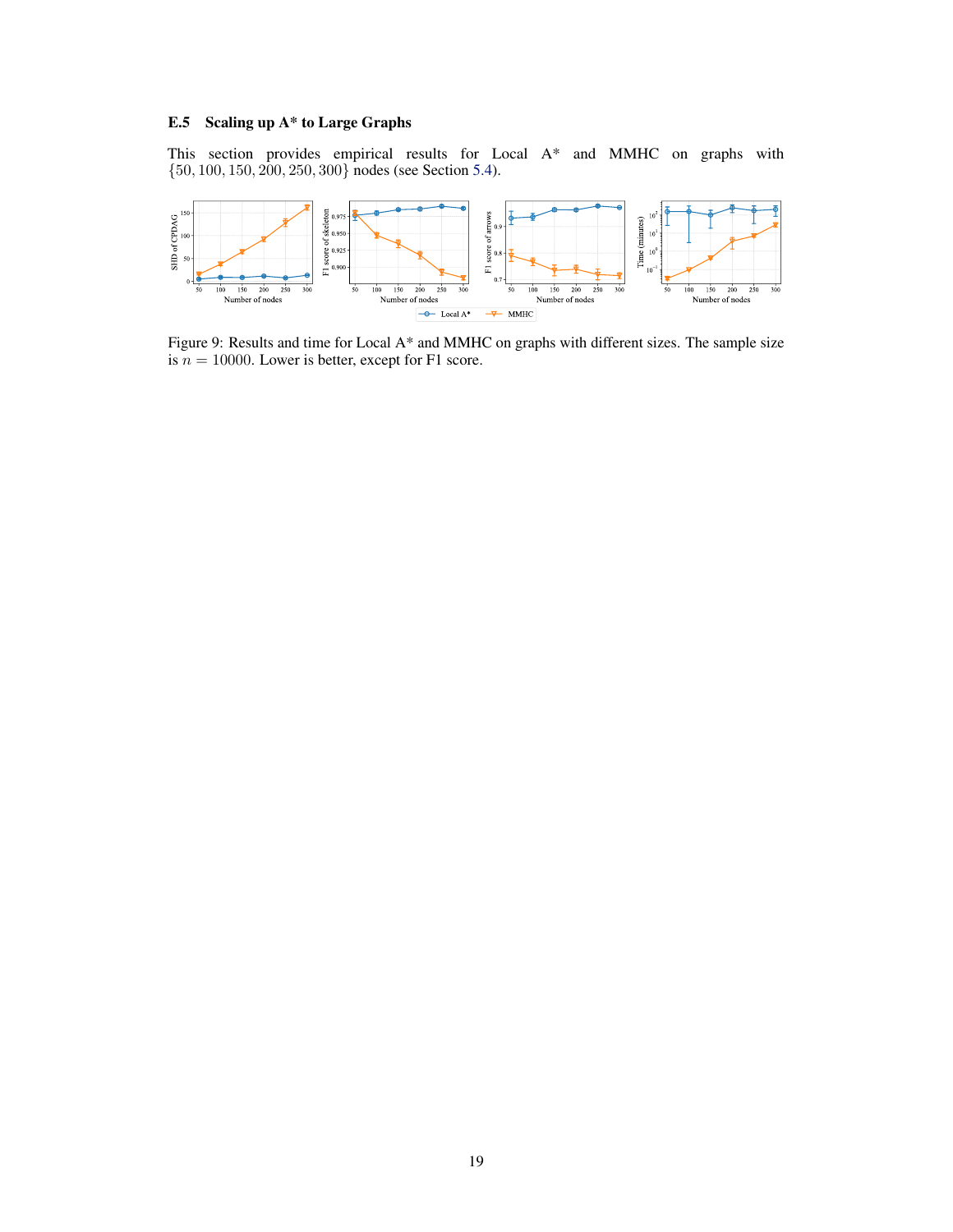### E.5 Scaling up A* to Large Graphs

This section provides empirical results for Local A* and MMHC on graphs with $\{50, 100, 150, 200, 250, 300\}$ nodes (see Section 5.4).

SHD of CPDAG
0
50
100
150
50 100 150 200 250 300
Number of nodes

F1 score of skeleton
0.900
0.925
0.950
0.975
50 100 150 200 250 300
Number of nodes

F1 score of arrows
0.7
0.8
0.9
50 100 150 200 250 300
Number of nodes

Time (minutes)
$10^{-1}$
$10^{0}$
$10^{1}$
$10^{2}$
50 100 150 200 250 300
Number of nodes

Local A*
MMHC

Figure 9: Results and time for Local A* and MMHC on graphs with different sizes. The sample size is $n = 10000$. Lower is better, except for F1 score.